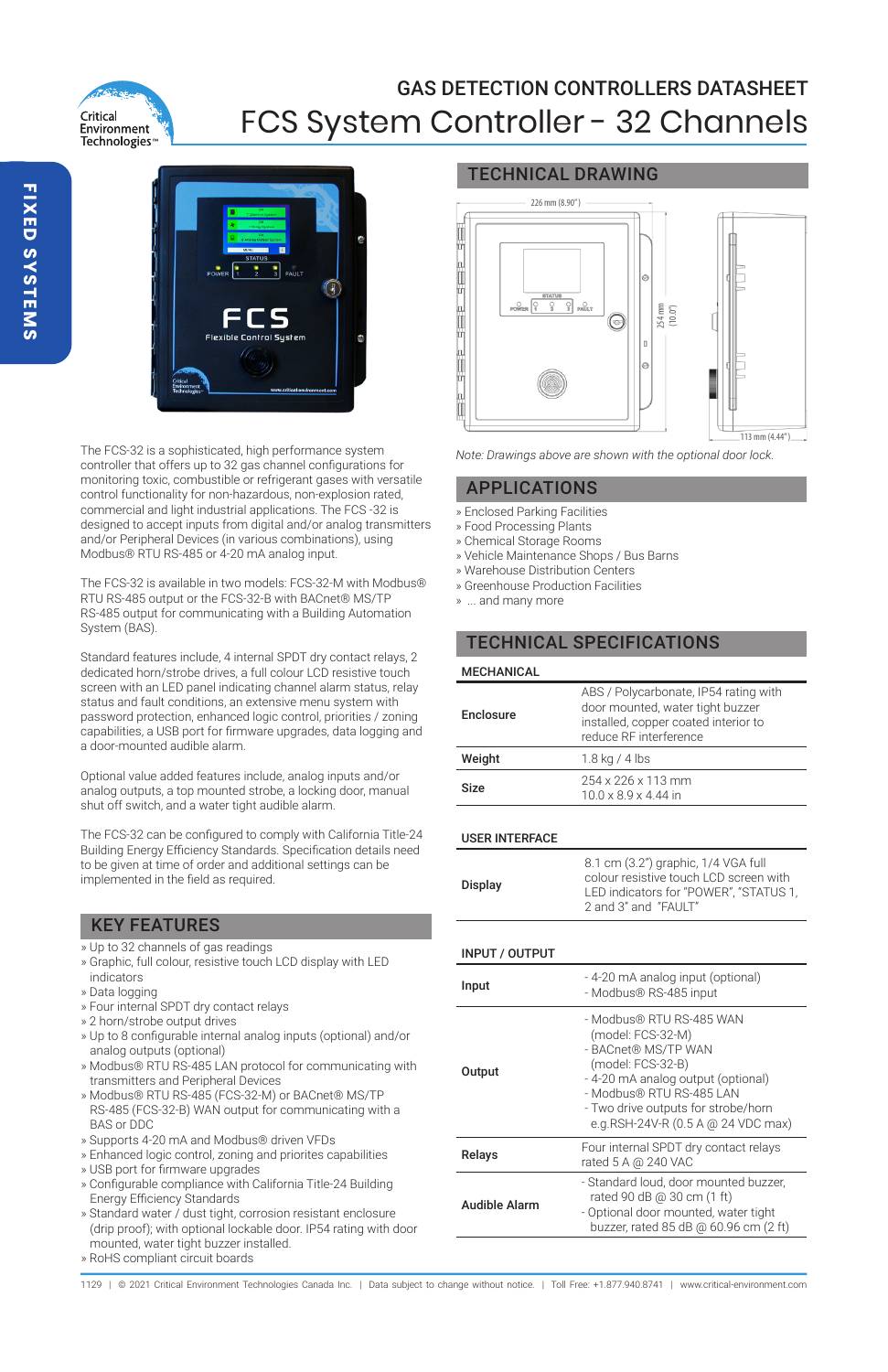# GAS DETECTION CONTROLLERS DATASHEET

# FCS System Controller - 32 Channels

FIXED SYSTEMS

The FCS-32 is a sophisticated, high performance system controller that offers up to 32 gas channel configurations for monitoring toxic, combustible or refrigerant gases with versatile control functionality for non-hazardous, non-explosion rated, commercial and light industrial applications. The FCS -32 is designed to accept inputs from digital and/or analog transmitters and/or Peripheral Devices (in various combinations), using Modbus® RTU RS-485 or 4-20 mA analog input.

The FCS-32 is available in two models: FCS-32-M with Modbus® RTU RS-485 output or the FCS-32-B with BACnet® MS/TP RS-485 output for communicating with a Building Automation System (BAS).

Standard features include, 4 internal SPDT dry contact relays, 2 dedicated horn/strobe drives, a full colour LCD resistive touch screen with an LED panel indicating channel alarm status, relay status and fault conditions, an extensive menu system with password protection, enhanced logic control, priorities / zoning capabilities, a USB port for firmware upgrades, data logging and a door-mounted audible alarm.

Optional value added features include, analog inputs and/or analog outputs, a top mounted strobe, a locking door, manual shut off switch, and a water tight audible alarm.

The FCS-32 can be configured to comply with California Title-24 Building Energy Efficiency Standards. Specification details need to be given at time of order and additional settings can be implemented in the field as required.

## KEY FEATURES

» Up to 32 channels of gas readings
» Graphic, full colour, resistive touch LCD display with LED indicators
» Data logging
» Four internal SPDT dry contact relays
» 2 horn/strobe output drives
» Up to 8 configurable internal analog inputs (optional) and/or analog outputs (optional)
» Modbus® RTU RS-485 LAN protocol for communicating with transmitters and Peripheral Devices
» Modbus® RTU RS-485 (FCS-32-M) or BACnet® MS/TP RS-485 (FCS-32-B) WAN output for communicating with a BAS or DDC
» Supports 4-20 mA and Modbus® driven VFDs
» Enhanced logic control, zoning and priorites capabilities
» USB port for firmware upgrades
» Configurable compliance with California Title-24 Building Energy Efficiency Standards
» Standard water / dust tight, corrosion resistant enclosure (drip proof); with optional lockable door. IP54 rating with door mounted, water tight buzzer installed.
» RoHS compliant circuit boards

## TECHNICAL DRAWING

226 mm (8.90") — 254 mm (10.0") — 113 mm (4.44")

*Note: Drawings above are shown with the optional door lock.*

## APPLICATIONS

» Enclosed Parking Facilities
» Food Processing Plants
» Chemical Storage Rooms
» Vehicle Maintenance Shops / Bus Barns
» Warehouse Distribution Centers
» Greenhouse Production Facilities
» ... and many more

## TECHNICAL SPECIFICATIONS

### MECHANICAL

| | |
|---|---|
| **Enclosure** | ABS / Polycarbonate, IP54 rating with door mounted, water tight buzzer installed, copper coated interior to reduce RF interference |
| **Weight** | 1.8 kg / 4 lbs |
| **Size** | 254 x 226 x 113 mm<br>10.0 x 8.9 x 4.44 in |

### USER INTERFACE

| | |
|---|---|
| **Display** | 8.1 cm (3.2") graphic, 1/4 VGA full colour resistive touch LCD screen with LED indicators for "POWER", "STATUS 1, 2 and 3" and "FAULT" |

### INPUT / OUTPUT

| | |
|---|---|
| **Input** | - 4-20 mA analog input (optional)<br>- Modbus® RS-485 input |
| **Output** | - Modbus® RTU RS-485 WAN (model: FCS-32-M)<br>- BACnet® MS/TP WAN (model: FCS-32-B)<br>- 4-20 mA analog output (optional)<br>- Modbus® RTU RS-485 LAN<br>- Two drive outputs for strobe/horn e.g.RSH-24V-R (0.5 A @ 24 VDC max) |
| **Relays** | Four internal SPDT dry contact relays rated 5 A @ 240 VAC |
| **Audible Alarm** | - Standard loud, door mounted buzzer, rated 90 dB @ 30 cm (1 ft)<br>- Optional door mounted, water tight buzzer, rated 85 dB @ 60.96 cm (2 ft) |

1129 | © 2021 Critical Environment Technologies Canada Inc. | Data subject to change without notice. | Toll Free: +1.877.940.8741 | www.critical-environment.com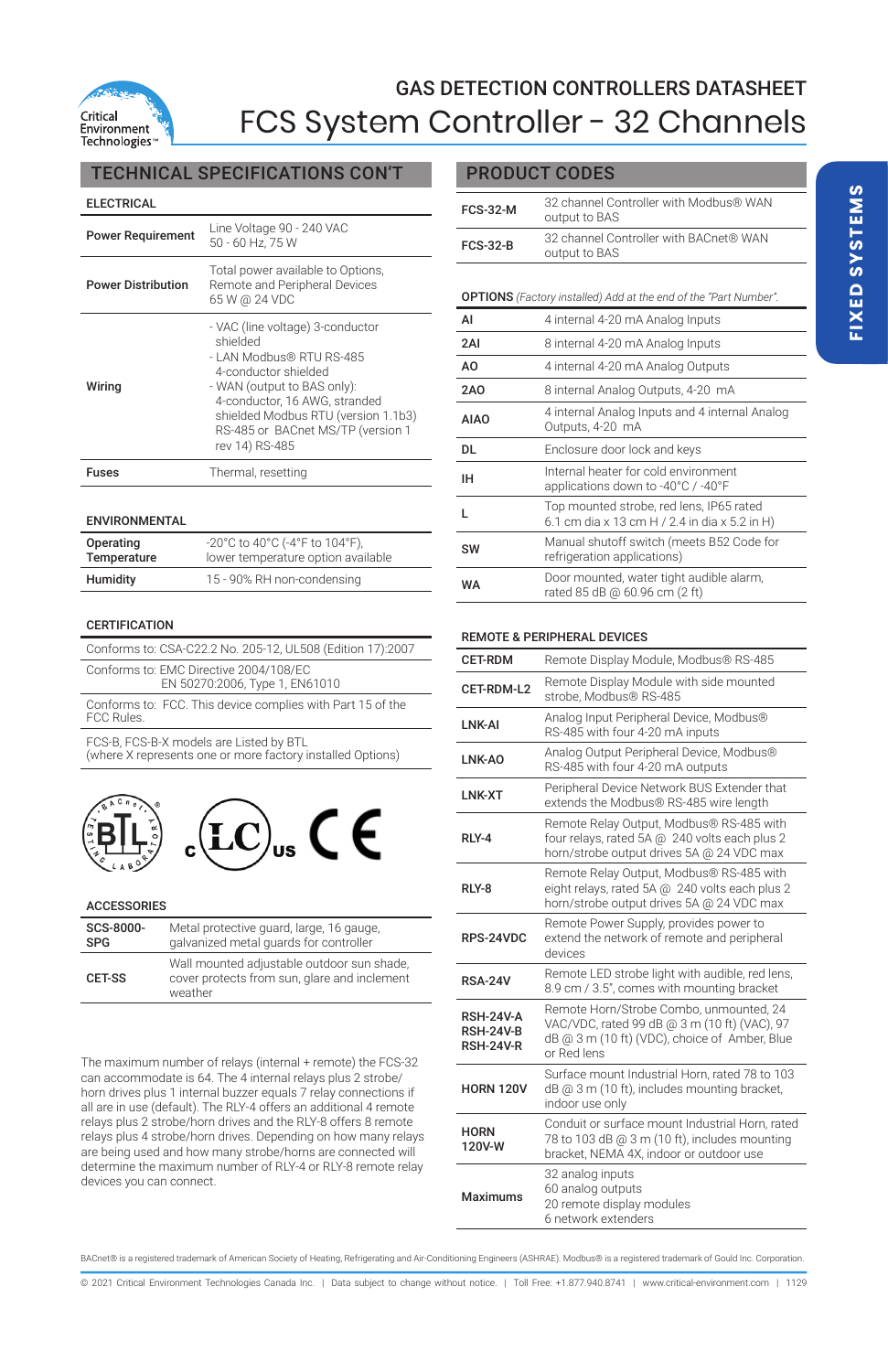# GAS DETECTION CONTROLLERS DATASHEET

# FCS System Controller - 32 Channels

FIXED SYSTEMS

## TECHNICAL SPECIFICATIONS CON'T

### ELECTRICAL

| | |
|---|---|
| **Power Requirement** | Line Voltage 90 - 240 VAC<br>50 - 60 Hz, 75 W |
| **Power Distribution** | Total power available to Options, Remote and Peripheral Devices<br>65 W @ 24 VDC |
| **Wiring** | - VAC (line voltage) 3-conductor shielded<br>- LAN Modbus® RTU RS-485 4-conductor shielded<br>- WAN (output to BAS only): 4-conductor, 16 AWG, stranded shielded Modbus RTU (version 1.1b3) RS-485 or BACnet MS/TP (version 1 rev 14) RS-485 |
| **Fuses** | Thermal, resetting |

### ENVIRONMENTAL

| | |
|---|---|
| **Operating Temperature** | -20°C to 40°C (-4°F to 104°F), lower temperature option available |
| **Humidity** | 15 - 90% RH non-condensing |

### CERTIFICATION

| |
|---|
| Conforms to: CSA-C22.2 No. 205-12, UL508 (Edition 17):2007 |
| Conforms to: EMC Directive 2004/108/EC<br>EN 50270:2006, Type 1, EN61010 |
| Conforms to: FCC. This device complies with Part 15 of the FCC Rules. |
| FCS-B, FCS-B-X models are Listed by BTL<br>(where X represents one or more factory installed Options) |

### ACCESSORIES

| | |
|---|---|
| **SCS-8000-SPG** | Metal protective guard, large, 16 gauge, galvanized metal guards for controller |
| **CET-SS** | Wall mounted adjustable outdoor sun shade, cover protects from sun, glare and inclement weather |

The maximum number of relays (internal + remote) the FCS-32 can accommodate is 64. The 4 internal relays plus 2 strobe/horn drives plus 1 internal buzzer equals 7 relay connections if all are in use (default). The RLY-4 offers an additional 4 remote relays plus 2 strobe/horn drives and the RLY-8 offers 8 remote relays plus 4 strobe/horn drives. Depending on how many relays are being used and how many strobe/horns are connected will determine the maximum number of RLY-4 or RLY-8 remote relay devices you can connect.

## PRODUCT CODES

| | |
|---|---|
| **FCS-32-M** | 32 channel Controller with Modbus® WAN output to BAS |
| **FCS-32-B** | 32 channel Controller with BACnet® WAN output to BAS |

**OPTIONS** *(Factory installed) Add at the end of the "Part Number".*

| | |
|---|---|
| **AI** | 4 internal 4-20 mA Analog Inputs |
| **2AI** | 8 internal 4-20 mA Analog Inputs |
| **AO** | 4 internal 4-20 mA Analog Outputs |
| **2AO** | 8 internal Analog Outputs, 4-20 mA |
| **AIAO** | 4 internal Analog Inputs and 4 internal Analog Outputs, 4-20 mA |
| **DL** | Enclosure door lock and keys |
| **IH** | Internal heater for cold environment applications down to -40°C / -40°F |
| **L** | Top mounted strobe, red lens, IP65 rated 6.1 cm dia x 13 cm H / 2.4 in dia x 5.2 in H) |
| **SW** | Manual shutoff switch (meets B52 Code for refrigeration applications) |
| **WA** | Door mounted, water tight audible alarm, rated 85 dB @ 60.96 cm (2 ft) |

### REMOTE & PERIPHERAL DEVICES

| | |
|---|---|
| **CET-RDM** | Remote Display Module, Modbus® RS-485 |
| **CET-RDM-L2** | Remote Display Module with side mounted strobe, Modbus® RS-485 |
| **LNK-AI** | Analog Input Peripheral Device, Modbus® RS-485 with four 4-20 mA inputs |
| **LNK-AO** | Analog Output Peripheral Device, Modbus® RS-485 with four 4-20 mA outputs |
| **LNK-XT** | Peripheral Device Network BUS Extender that extends the Modbus® RS-485 wire length |
| **RLY-4** | Remote Relay Output, Modbus® RS-485 with four relays, rated 5A @ 240 volts each plus 2 horn/strobe output drives 5A @ 24 VDC max |
| **RLY-8** | Remote Relay Output, Modbus® RS-485 with eight relays, rated 5A @ 240 volts each plus 2 horn/strobe output drives 5A @ 24 VDC max |
| **RPS-24VDC** | Remote Power Supply, provides power to extend the network of remote and peripheral devices |
| **RSA-24V** | Remote LED strobe light with audible, red lens, 8.9 cm / 3.5", comes with mounting bracket |
| **RSH-24V-A<br>RSH-24V-B<br>RSH-24V-R** | Remote Horn/Strobe Combo, unmounted, 24 VAC/VDC, rated 99 dB @ 3 m (10 ft) (VAC), 97 dB @ 3 m (10 ft) (VDC), choice of Amber, Blue or Red lens |
| **HORN 120V** | Surface mount Industrial Horn, rated 78 to 103 dB @ 3 m (10 ft), includes mounting bracket, indoor use only |
| **HORN 120V-W** | Conduit or surface mount Industrial Horn, rated 78 to 103 dB @ 3 m (10 ft), includes mounting bracket, NEMA 4X, indoor or outdoor use |
| **Maximums** | 32 analog inputs<br>60 analog outputs<br>20 remote display modules<br>6 network extenders |

BACnet® is a registered trademark of American Society of Heating, Refrigerating and Air-Conditioning Engineers (ASHRAE). Modbus® is a registered trademark of Gould Inc. Corporation.

© 2021 Critical Environment Technologies Canada Inc. | Data subject to change without notice. | Toll Free: +1.877.940.8741 | www.critical-environment.com | 1129